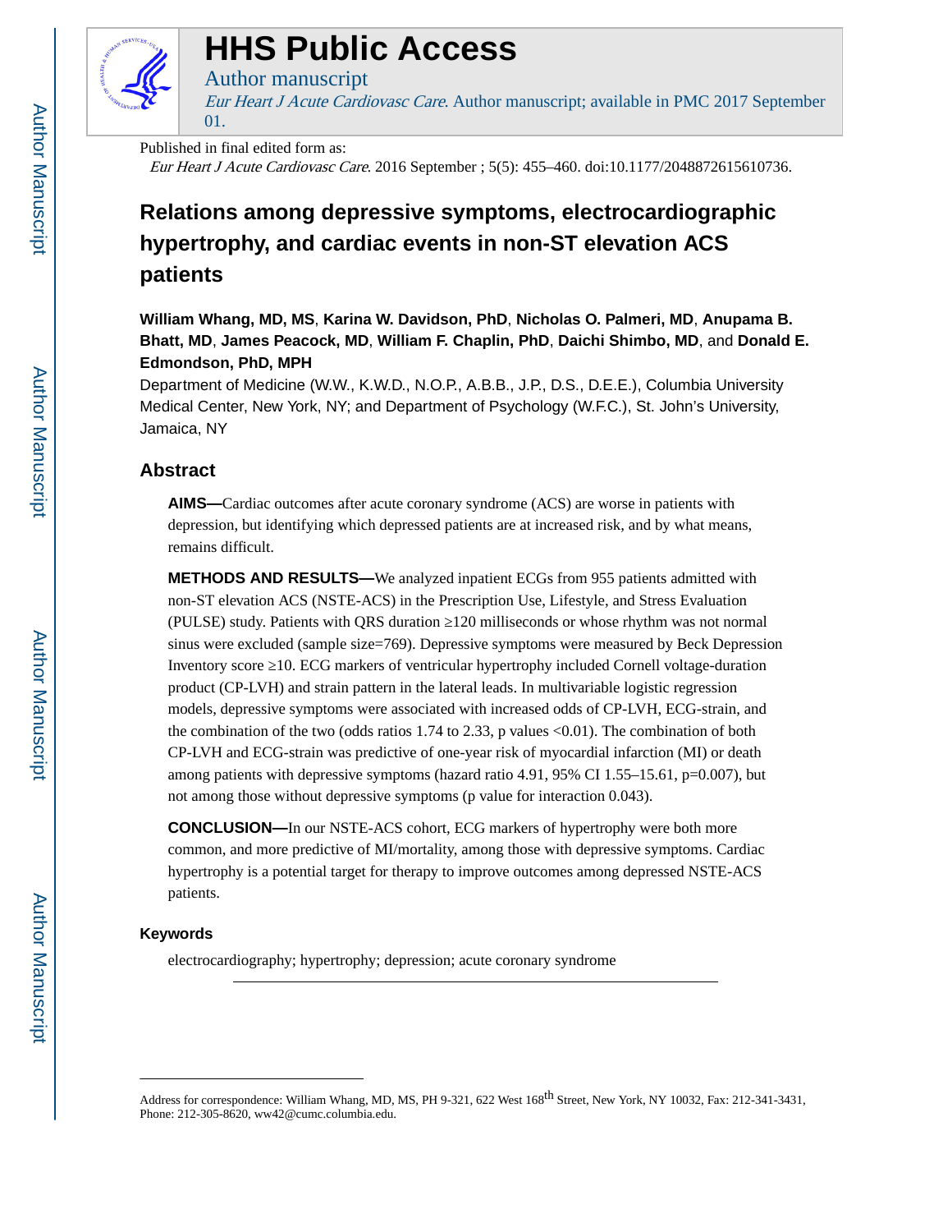# HHS Public Access

Author manuscript

*Eur Heart J Acute Cardiovasc Care*. Author manuscript; available in PMC 2017 September 01.

Published in final edited form as:

*Eur Heart J Acute Cardiovasc Care*. 2016 September ; 5(5): 455–460. doi:10.1177/2048872615610736.

# Relations among depressive symptoms, electrocardiographic hypertrophy, and cardiac events in non-ST elevation ACS patients

**William Whang, MD, MS**, **Karina W. Davidson, PhD**, **Nicholas O. Palmeri, MD**, **Anupama B. Bhatt, MD**, **James Peacock, MD**, **William F. Chaplin, PhD**, **Daichi Shimbo, MD**, and **Donald E. Edmondson, PhD, MPH**

Department of Medicine (W.W., K.W.D., N.O.P., A.B.B., J.P., D.S., D.E.E.), Columbia University Medical Center, New York, NY; and Department of Psychology (W.F.C.), St. John's University, Jamaica, NY

## Abstract

**AIMS—**Cardiac outcomes after acute coronary syndrome (ACS) are worse in patients with depression, but identifying which depressed patients are at increased risk, and by what means, remains difficult.

**METHODS AND RESULTS—**We analyzed inpatient ECGs from 955 patients admitted with non-ST elevation ACS (NSTE-ACS) in the Prescription Use, Lifestyle, and Stress Evaluation (PULSE) study. Patients with QRS duration ≥120 milliseconds or whose rhythm was not normal sinus were excluded (sample size=769). Depressive symptoms were measured by Beck Depression Inventory score ≥10. ECG markers of ventricular hypertrophy included Cornell voltage-duration product (CP-LVH) and strain pattern in the lateral leads. In multivariable logistic regression models, depressive symptoms were associated with increased odds of CP-LVH, ECG-strain, and the combination of the two (odds ratios 1.74 to 2.33, p values <0.01). The combination of both CP-LVH and ECG-strain was predictive of one-year risk of myocardial infarction (MI) or death among patients with depressive symptoms (hazard ratio 4.91, 95% CI 1.55–15.61, p=0.007), but not among those without depressive symptoms (p value for interaction 0.043).

**CONCLUSION—**In our NSTE-ACS cohort, ECG markers of hypertrophy were both more common, and more predictive of MI/mortality, among those with depressive symptoms. Cardiac hypertrophy is a potential target for therapy to improve outcomes among depressed NSTE-ACS patients.

### Keywords

electrocardiography; hypertrophy; depression; acute coronary syndrome

---

Address for correspondence: William Whang, MD, MS, PH 9-321, 622 West 168th Street, New York, NY 10032, Fax: 212-341-3431, Phone: 212-305-8620, ww42@cumc.columbia.edu.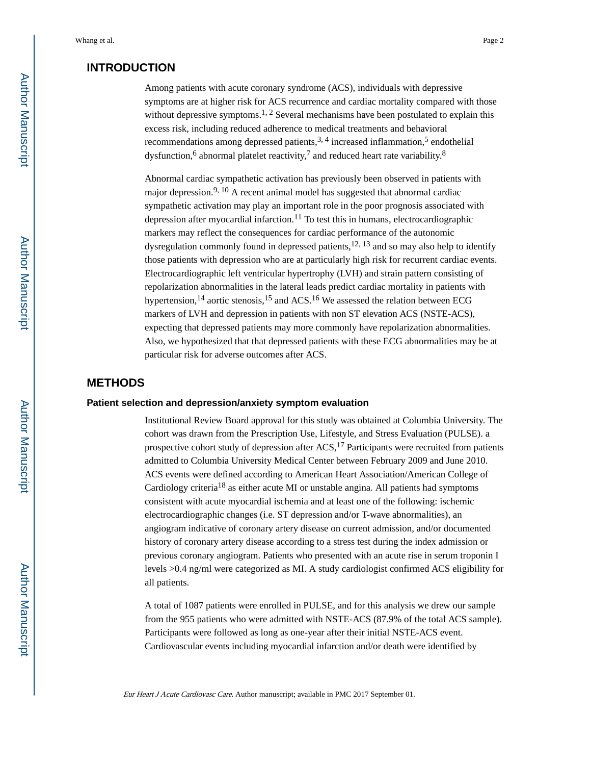## INTRODUCTION

Among patients with acute coronary syndrome (ACS), individuals with depressive symptoms are at higher risk for ACS recurrence and cardiac mortality compared with those without depressive symptoms.[1, 2] Several mechanisms have been postulated to explain this excess risk, including reduced adherence to medical treatments and behavioral recommendations among depressed patients,[3, 4] increased inflammation,[5] endothelial dysfunction,[6] abnormal platelet reactivity,[7] and reduced heart rate variability.[8]

Abnormal cardiac sympathetic activation has previously been observed in patients with major depression.[9, 10] A recent animal model has suggested that abnormal cardiac sympathetic activation may play an important role in the poor prognosis associated with depression after myocardial infarction.[11] To test this in humans, electrocardiographic markers may reflect the consequences for cardiac performance of the autonomic dysregulation commonly found in depressed patients,[12, 13] and so may also help to identify those patients with depression who are at particularly high risk for recurrent cardiac events. Electrocardiographic left ventricular hypertrophy (LVH) and strain pattern consisting of repolarization abnormalities in the lateral leads predict cardiac mortality in patients with hypertension,[14] aortic stenosis,[15] and ACS.[16] We assessed the relation between ECG markers of LVH and depression in patients with non ST elevation ACS (NSTE-ACS), expecting that depressed patients may more commonly have repolarization abnormalities. Also, we hypothesized that that depressed patients with these ECG abnormalities may be at particular risk for adverse outcomes after ACS.

## METHODS

### Patient selection and depression/anxiety symptom evaluation

Institutional Review Board approval for this study was obtained at Columbia University. The cohort was drawn from the Prescription Use, Lifestyle, and Stress Evaluation (PULSE). a prospective cohort study of depression after ACS,[17] Participants were recruited from patients admitted to Columbia University Medical Center between February 2009 and June 2010. ACS events were defined according to American Heart Association/American College of Cardiology criteria[18] as either acute MI or unstable angina. All patients had symptoms consistent with acute myocardial ischemia and at least one of the following: ischemic electrocardiographic changes (i.e. ST depression and/or T-wave abnormalities), an angiogram indicative of coronary artery disease on current admission, and/or documented history of coronary artery disease according to a stress test during the index admission or previous coronary angiogram. Patients who presented with an acute rise in serum troponin I levels >0.4 ng/ml were categorized as MI. A study cardiologist confirmed ACS eligibility for all patients.

A total of 1087 patients were enrolled in PULSE, and for this analysis we drew our sample from the 955 patients who were admitted with NSTE-ACS (87.9% of the total ACS sample). Participants were followed as long as one-year after their initial NSTE-ACS event. Cardiovascular events including myocardial infarction and/or death were identified by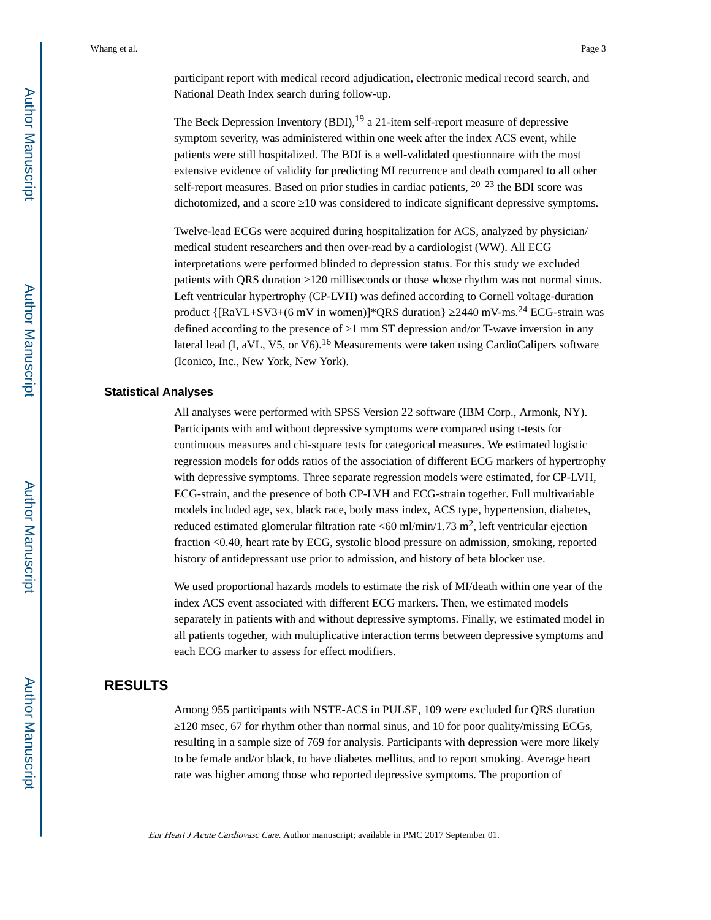participant report with medical record adjudication, electronic medical record search, and National Death Index search during follow-up.

The Beck Depression Inventory (BDI),[19] a 21-item self-report measure of depressive symptom severity, was administered within one week after the index ACS event, while patients were still hospitalized. The BDI is a well-validated questionnaire with the most extensive evidence of validity for predicting MI recurrence and death compared to all other self-report measures. Based on prior studies in cardiac patients, [20–23] the BDI score was dichotomized, and a score ≥10 was considered to indicate significant depressive symptoms.

Twelve-lead ECGs were acquired during hospitalization for ACS, analyzed by physician/medical student researchers and then over-read by a cardiologist (WW). All ECG interpretations were performed blinded to depression status. For this study we excluded patients with QRS duration ≥120 milliseconds or those whose rhythm was not normal sinus. Left ventricular hypertrophy (CP-LVH) was defined according to Cornell voltage-duration product {[RaVL+SV3+(6 mV in women)]*QRS duration} ≥2440 mV-ms.[24] ECG-strain was defined according to the presence of ≥1 mm ST depression and/or T-wave inversion in any lateral lead (I, aVL, V5, or V6).[16] Measurements were taken using CardioCalipers software (Iconico, Inc., New York, New York).

### Statistical Analyses

All analyses were performed with SPSS Version 22 software (IBM Corp., Armonk, NY). Participants with and without depressive symptoms were compared using t-tests for continuous measures and chi-square tests for categorical measures. We estimated logistic regression models for odds ratios of the association of different ECG markers of hypertrophy with depressive symptoms. Three separate regression models were estimated, for CP-LVH, ECG-strain, and the presence of both CP-LVH and ECG-strain together. Full multivariable models included age, sex, black race, body mass index, ACS type, hypertension, diabetes, reduced estimated glomerular filtration rate <60 ml/min/1.73 $m^2$, left ventricular ejection fraction <0.40, heart rate by ECG, systolic blood pressure on admission, smoking, reported history of antidepressant use prior to admission, and history of beta blocker use.

We used proportional hazards models to estimate the risk of MI/death within one year of the index ACS event associated with different ECG markers. Then, we estimated models separately in patients with and without depressive symptoms. Finally, we estimated model in all patients together, with multiplicative interaction terms between depressive symptoms and each ECG marker to assess for effect modifiers.

## RESULTS

Among 955 participants with NSTE-ACS in PULSE, 109 were excluded for QRS duration ≥120 msec, 67 for rhythm other than normal sinus, and 10 for poor quality/missing ECGs, resulting in a sample size of 769 for analysis. Participants with depression were more likely to be female and/or black, to have diabetes mellitus, and to report smoking. Average heart rate was higher among those who reported depressive symptoms. The proportion of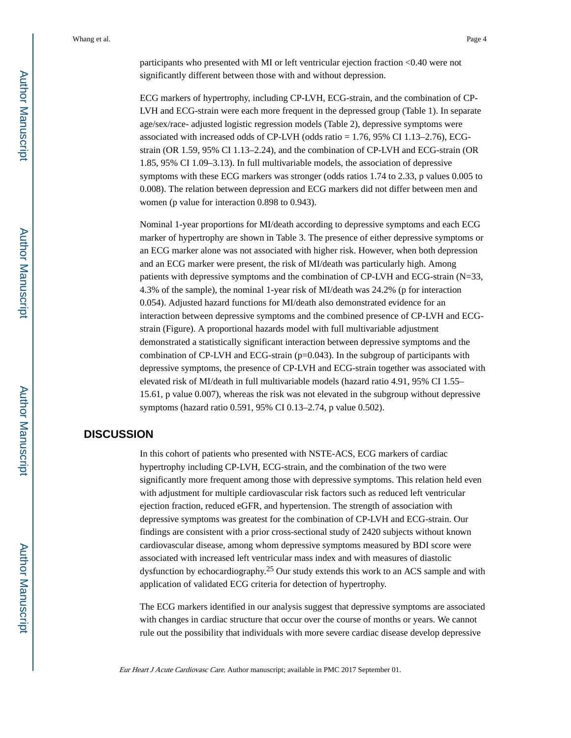participants who presented with MI or left ventricular ejection fraction <0.40 were not significantly different between those with and without depression.

ECG markers of hypertrophy, including CP-LVH, ECG-strain, and the combination of CP-LVH and ECG-strain were each more frequent in the depressed group (Table 1). In separate age/sex/race- adjusted logistic regression models (Table 2), depressive symptoms were associated with increased odds of CP-LVH (odds ratio = 1.76, 95% CI 1.13–2.76), ECG-strain (OR 1.59, 95% CI 1.13–2.24), and the combination of CP-LVH and ECG-strain (OR 1.85, 95% CI 1.09–3.13). In full multivariable models, the association of depressive symptoms with these ECG markers was stronger (odds ratios 1.74 to 2.33, p values 0.005 to 0.008). The relation between depression and ECG markers did not differ between men and women (p value for interaction 0.898 to 0.943).

Nominal 1-year proportions for MI/death according to depressive symptoms and each ECG marker of hypertrophy are shown in Table 3. The presence of either depressive symptoms or an ECG marker alone was not associated with higher risk. However, when both depression and an ECG marker were present, the risk of MI/death was particularly high. Among patients with depressive symptoms and the combination of CP-LVH and ECG-strain (N=33, 4.3% of the sample), the nominal 1-year risk of MI/death was 24.2% (p for interaction 0.054). Adjusted hazard functions for MI/death also demonstrated evidence for an interaction between depressive symptoms and the combined presence of CP-LVH and ECG-strain (Figure). A proportional hazards model with full multivariable adjustment demonstrated a statistically significant interaction between depressive symptoms and the combination of CP-LVH and ECG-strain (p=0.043). In the subgroup of participants with depressive symptoms, the presence of CP-LVH and ECG-strain together was associated with elevated risk of MI/death in full multivariable models (hazard ratio 4.91, 95% CI 1.55–15.61, p value 0.007), whereas the risk was not elevated in the subgroup without depressive symptoms (hazard ratio 0.591, 95% CI 0.13–2.74, p value 0.502).

## DISCUSSION

In this cohort of patients who presented with NSTE-ACS, ECG markers of cardiac hypertrophy including CP-LVH, ECG-strain, and the combination of the two were significantly more frequent among those with depressive symptoms. This relation held even with adjustment for multiple cardiovascular risk factors such as reduced left ventricular ejection fraction, reduced eGFR, and hypertension. The strength of association with depressive symptoms was greatest for the combination of CP-LVH and ECG-strain. Our findings are consistent with a prior cross-sectional study of 2420 subjects without known cardiovascular disease, among whom depressive symptoms measured by BDI score were associated with increased left ventricular mass index and with measures of diastolic dysfunction by echocardiography.[25] Our study extends this work to an ACS sample and with application of validated ECG criteria for detection of hypertrophy.

The ECG markers identified in our analysis suggest that depressive symptoms are associated with changes in cardiac structure that occur over the course of months or years. We cannot rule out the possibility that individuals with more severe cardiac disease develop depressive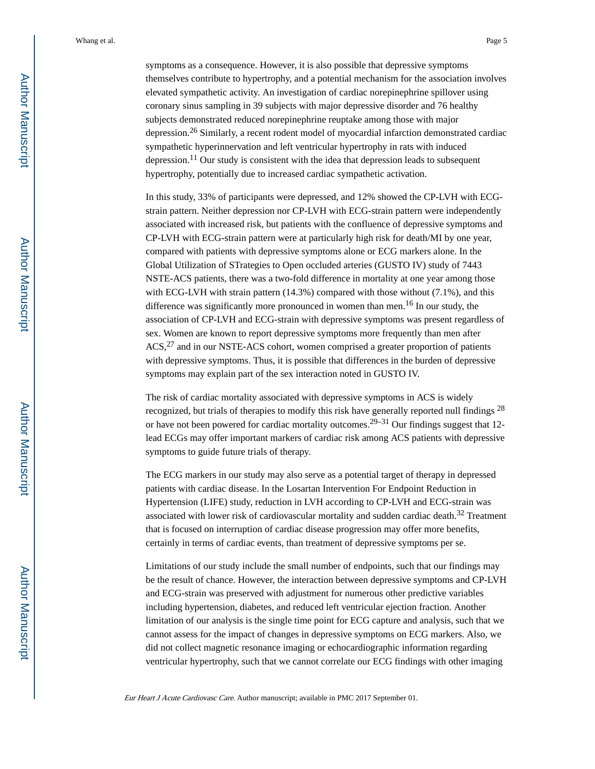symptoms as a consequence. However, it is also possible that depressive symptoms themselves contribute to hypertrophy, and a potential mechanism for the association involves elevated sympathetic activity. An investigation of cardiac norepinephrine spillover using coronary sinus sampling in 39 subjects with major depressive disorder and 76 healthy subjects demonstrated reduced norepinephrine reuptake among those with major depression.[26] Similarly, a recent rodent model of myocardial infarction demonstrated cardiac sympathetic hyperinnervation and left ventricular hypertrophy in rats with induced depression.[11] Our study is consistent with the idea that depression leads to subsequent hypertrophy, potentially due to increased cardiac sympathetic activation.

In this study, 33% of participants were depressed, and 12% showed the CP-LVH with ECG-strain pattern. Neither depression nor CP-LVH with ECG-strain pattern were independently associated with increased risk, but patients with the confluence of depressive symptoms and CP-LVH with ECG-strain pattern were at particularly high risk for death/MI by one year, compared with patients with depressive symptoms alone or ECG markers alone. In the Global Utilization of STrategies to Open occluded arteries (GUSTO IV) study of 7443 NSTE-ACS patients, there was a two-fold difference in mortality at one year among those with ECG-LVH with strain pattern (14.3%) compared with those without (7.1%), and this difference was significantly more pronounced in women than men.[16] In our study, the association of CP-LVH and ECG-strain with depressive symptoms was present regardless of sex. Women are known to report depressive symptoms more frequently than men after ACS,[27] and in our NSTE-ACS cohort, women comprised a greater proportion of patients with depressive symptoms. Thus, it is possible that differences in the burden of depressive symptoms may explain part of the sex interaction noted in GUSTO IV.

The risk of cardiac mortality associated with depressive symptoms in ACS is widely recognized, but trials of therapies to modify this risk have generally reported null findings [28] or have not been powered for cardiac mortality outcomes.[29–31] Our findings suggest that 12-lead ECGs may offer important markers of cardiac risk among ACS patients with depressive symptoms to guide future trials of therapy.

The ECG markers in our study may also serve as a potential target of therapy in depressed patients with cardiac disease. In the Losartan Intervention For Endpoint Reduction in Hypertension (LIFE) study, reduction in LVH according to CP-LVH and ECG-strain was associated with lower risk of cardiovascular mortality and sudden cardiac death.[32] Treatment that is focused on interruption of cardiac disease progression may offer more benefits, certainly in terms of cardiac events, than treatment of depressive symptoms per se.

Limitations of our study include the small number of endpoints, such that our findings may be the result of chance. However, the interaction between depressive symptoms and CP-LVH and ECG-strain was preserved with adjustment for numerous other predictive variables including hypertension, diabetes, and reduced left ventricular ejection fraction. Another limitation of our analysis is the single time point for ECG capture and analysis, such that we cannot assess for the impact of changes in depressive symptoms on ECG markers. Also, we did not collect magnetic resonance imaging or echocardiographic information regarding ventricular hypertrophy, such that we cannot correlate our ECG findings with other imaging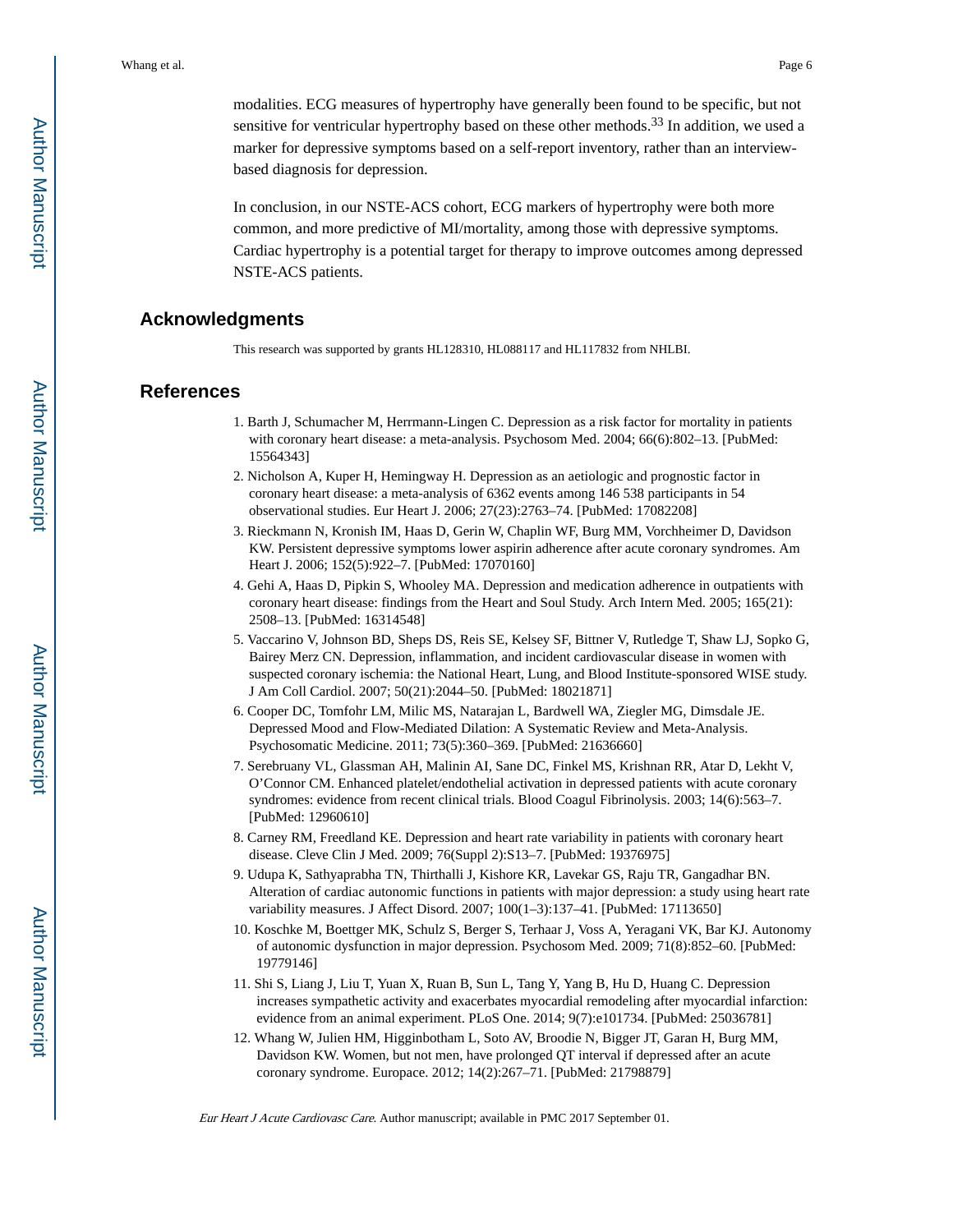modalities. ECG measures of hypertrophy have generally been found to be specific, but not sensitive for ventricular hypertrophy based on these other methods.[33] In addition, we used a marker for depressive symptoms based on a self-report inventory, rather than an interview-based diagnosis for depression.

In conclusion, in our NSTE-ACS cohort, ECG markers of hypertrophy were both more common, and more predictive of MI/mortality, among those with depressive symptoms. Cardiac hypertrophy is a potential target for therapy to improve outcomes among depressed NSTE-ACS patients.

## Acknowledgments

This research was supported by grants HL128310, HL088117 and HL117832 from NHLBI.

## References

1. Barth J, Schumacher M, Herrmann-Lingen C. Depression as a risk factor for mortality in patients with coronary heart disease: a meta-analysis. Psychosom Med. 2004; 66(6):802–13. [PubMed: 15564343]
2. Nicholson A, Kuper H, Hemingway H. Depression as an aetiologic and prognostic factor in coronary heart disease: a meta-analysis of 6362 events among 146 538 participants in 54 observational studies. Eur Heart J. 2006; 27(23):2763–74. [PubMed: 17082208]
3. Rieckmann N, Kronish IM, Haas D, Gerin W, Chaplin WF, Burg MM, Vorchheimer D, Davidson KW. Persistent depressive symptoms lower aspirin adherence after acute coronary syndromes. Am Heart J. 2006; 152(5):922–7. [PubMed: 17070160]
4. Gehi A, Haas D, Pipkin S, Whooley MA. Depression and medication adherence in outpatients with coronary heart disease: findings from the Heart and Soul Study. Arch Intern Med. 2005; 165(21): 2508–13. [PubMed: 16314548]
5. Vaccarino V, Johnson BD, Sheps DS, Reis SE, Kelsey SF, Bittner V, Rutledge T, Shaw LJ, Sopko G, Bairey Merz CN. Depression, inflammation, and incident cardiovascular disease in women with suspected coronary ischemia: the National Heart, Lung, and Blood Institute-sponsored WISE study. J Am Coll Cardiol. 2007; 50(21):2044–50. [PubMed: 18021871]
6. Cooper DC, Tomfohr LM, Milic MS, Natarajan L, Bardwell WA, Ziegler MG, Dimsdale JE. Depressed Mood and Flow-Mediated Dilation: A Systematic Review and Meta-Analysis. Psychosomatic Medicine. 2011; 73(5):360–369. [PubMed: 21636660]
7. Serebruany VL, Glassman AH, Malinin AI, Sane DC, Finkel MS, Krishnan RR, Atar D, Lekht V, O'Connor CM. Enhanced platelet/endothelial activation in depressed patients with acute coronary syndromes: evidence from recent clinical trials. Blood Coagul Fibrinolysis. 2003; 14(6):563–7. [PubMed: 12960610]
8. Carney RM, Freedland KE. Depression and heart rate variability in patients with coronary heart disease. Cleve Clin J Med. 2009; 76(Suppl 2):S13–7. [PubMed: 19376975]
9. Udupa K, Sathyaprabha TN, Thirthalli J, Kishore KR, Lavekar GS, Raju TR, Gangadhar BN. Alteration of cardiac autonomic functions in patients with major depression: a study using heart rate variability measures. J Affect Disord. 2007; 100(1–3):137–41. [PubMed: 17113650]
10. Koschke M, Boettger MK, Schulz S, Berger S, Terhaar J, Voss A, Yeragani VK, Bar KJ. Autonomy of autonomic dysfunction in major depression. Psychosom Med. 2009; 71(8):852–60. [PubMed: 19779146]
11. Shi S, Liang J, Liu T, Yuan X, Ruan B, Sun L, Tang Y, Yang B, Hu D, Huang C. Depression increases sympathetic activity and exacerbates myocardial remodeling after myocardial infarction: evidence from an animal experiment. PLoS One. 2014; 9(7):e101734. [PubMed: 25036781]
12. Whang W, Julien HM, Higginbotham L, Soto AV, Broodie N, Bigger JT, Garan H, Burg MM, Davidson KW. Women, but not men, have prolonged QT interval if depressed after an acute coronary syndrome. Europace. 2012; 14(2):267–71. [PubMed: 21798879]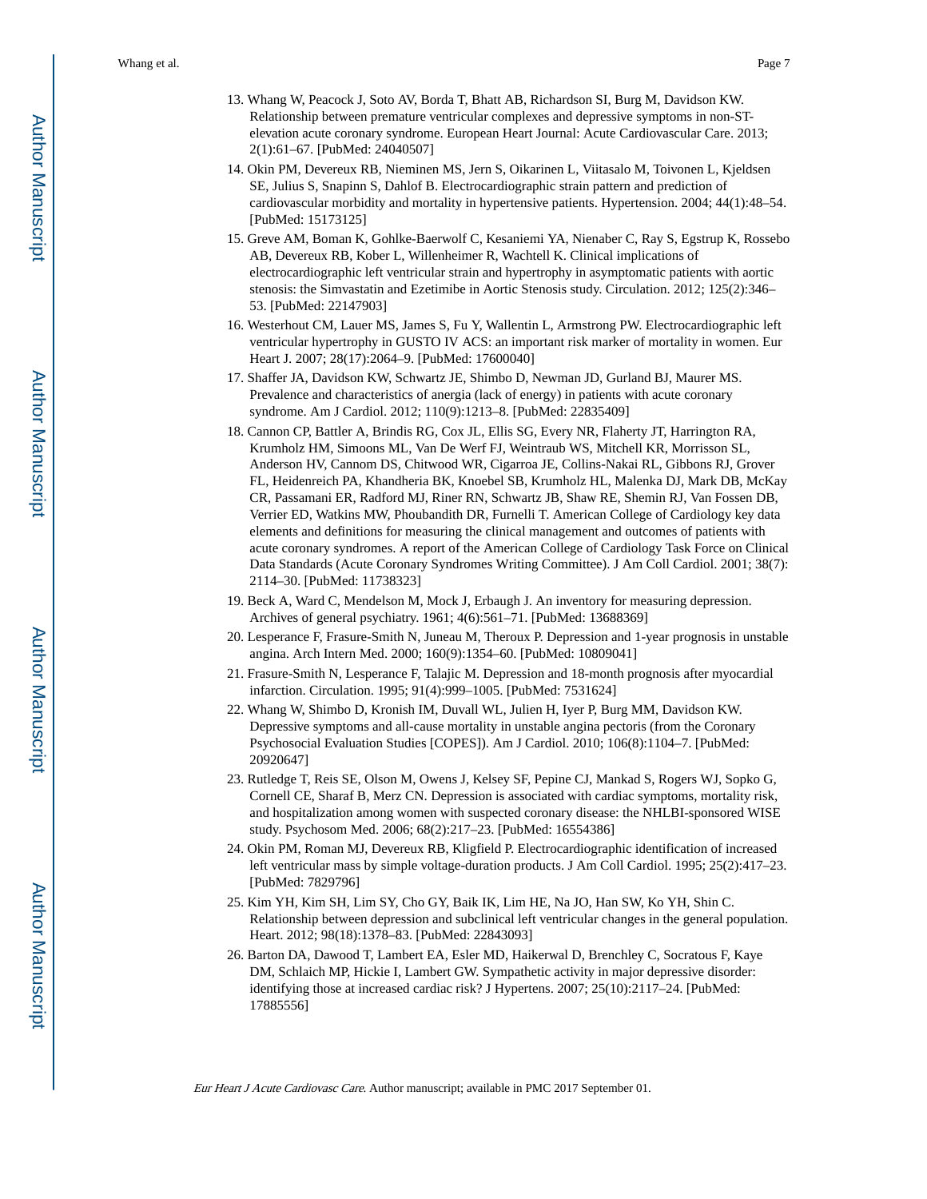13. Whang W, Peacock J, Soto AV, Borda T, Bhatt AB, Richardson SI, Burg M, Davidson KW. Relationship between premature ventricular complexes and depressive symptoms in non-ST-elevation acute coronary syndrome. European Heart Journal: Acute Cardiovascular Care. 2013; 2(1):61–67. [PubMed: 24040507]
14. Okin PM, Devereux RB, Nieminen MS, Jern S, Oikarinen L, Viitasalo M, Toivonen L, Kjeldsen SE, Julius S, Snapinn S, Dahlof B. Electrocardiographic strain pattern and prediction of cardiovascular morbidity and mortality in hypertensive patients. Hypertension. 2004; 44(1):48–54. [PubMed: 15173125]
15. Greve AM, Boman K, Gohlke-Baerwolf C, Kesaniemi YA, Nienaber C, Ray S, Egstrup K, Rossebo AB, Devereux RB, Kober L, Willenheimer R, Wachtell K. Clinical implications of electrocardiographic left ventricular strain and hypertrophy in asymptomatic patients with aortic stenosis: the Simvastatin and Ezetimibe in Aortic Stenosis study. Circulation. 2012; 125(2):346–53. [PubMed: 22147903]
16. Westerhout CM, Lauer MS, James S, Fu Y, Wallentin L, Armstrong PW. Electrocardiographic left ventricular hypertrophy in GUSTO IV ACS: an important risk marker of mortality in women. Eur Heart J. 2007; 28(17):2064–9. [PubMed: 17600040]
17. Shaffer JA, Davidson KW, Schwartz JE, Shimbo D, Newman JD, Gurland BJ, Maurer MS. Prevalence and characteristics of anergia (lack of energy) in patients with acute coronary syndrome. Am J Cardiol. 2012; 110(9):1213–8. [PubMed: 22835409]
18. Cannon CP, Battler A, Brindis RG, Cox JL, Ellis SG, Every NR, Flaherty JT, Harrington RA, Krumholz HM, Simoons ML, Van De Werf FJ, Weintraub WS, Mitchell KR, Morrisson SL, Anderson HV, Cannom DS, Chitwood WR, Cigarroa JE, Collins-Nakai RL, Gibbons RJ, Grover FL, Heidenreich PA, Khandheria BK, Knoebel SB, Krumholz HL, Malenka DJ, Mark DB, McKay CR, Passamani ER, Radford MJ, Riner RN, Schwartz JB, Shaw RE, Shemin RJ, Van Fossen DB, Verrier ED, Watkins MW, Phoubandith DR, Furnelli T. American College of Cardiology key data elements and definitions for measuring the clinical management and outcomes of patients with acute coronary syndromes. A report of the American College of Cardiology Task Force on Clinical Data Standards (Acute Coronary Syndromes Writing Committee). J Am Coll Cardiol. 2001; 38(7):2114–30. [PubMed: 11738323]
19. Beck A, Ward C, Mendelson M, Mock J, Erbaugh J. An inventory for measuring depression. Archives of general psychiatry. 1961; 4(6):561–71. [PubMed: 13688369]
20. Lesperance F, Frasure-Smith N, Juneau M, Theroux P. Depression and 1-year prognosis in unstable angina. Arch Intern Med. 2000; 160(9):1354–60. [PubMed: 10809041]
21. Frasure-Smith N, Lesperance F, Talajic M. Depression and 18-month prognosis after myocardial infarction. Circulation. 1995; 91(4):999–1005. [PubMed: 7531624]
22. Whang W, Shimbo D, Kronish IM, Duvall WL, Julien H, Iyer P, Burg MM, Davidson KW. Depressive symptoms and all-cause mortality in unstable angina pectoris (from the Coronary Psychosocial Evaluation Studies [COPES]). Am J Cardiol. 2010; 106(8):1104–7. [PubMed: 20920647]
23. Rutledge T, Reis SE, Olson M, Owens J, Kelsey SF, Pepine CJ, Mankad S, Rogers WJ, Sopko G, Cornell CE, Sharaf B, Merz CN. Depression is associated with cardiac symptoms, mortality risk, and hospitalization among women with suspected coronary disease: the NHLBI-sponsored WISE study. Psychosom Med. 2006; 68(2):217–23. [PubMed: 16554386]
24. Okin PM, Roman MJ, Devereux RB, Kligfield P. Electrocardiographic identification of increased left ventricular mass by simple voltage-duration products. J Am Coll Cardiol. 1995; 25(2):417–23. [PubMed: 7829796]
25. Kim YH, Kim SH, Lim SY, Cho GY, Baik IK, Lim HE, Na JO, Han SW, Ko YH, Shin C. Relationship between depression and subclinical left ventricular changes in the general population. Heart. 2012; 98(18):1378–83. [PubMed: 22843093]
26. Barton DA, Dawood T, Lambert EA, Esler MD, Haikerwal D, Brenchley C, Socratous F, Kaye DM, Schlaich MP, Hickie I, Lambert GW. Sympathetic activity in major depressive disorder: identifying those at increased cardiac risk? J Hypertens. 2007; 25(10):2117–24. [PubMed: 17885556]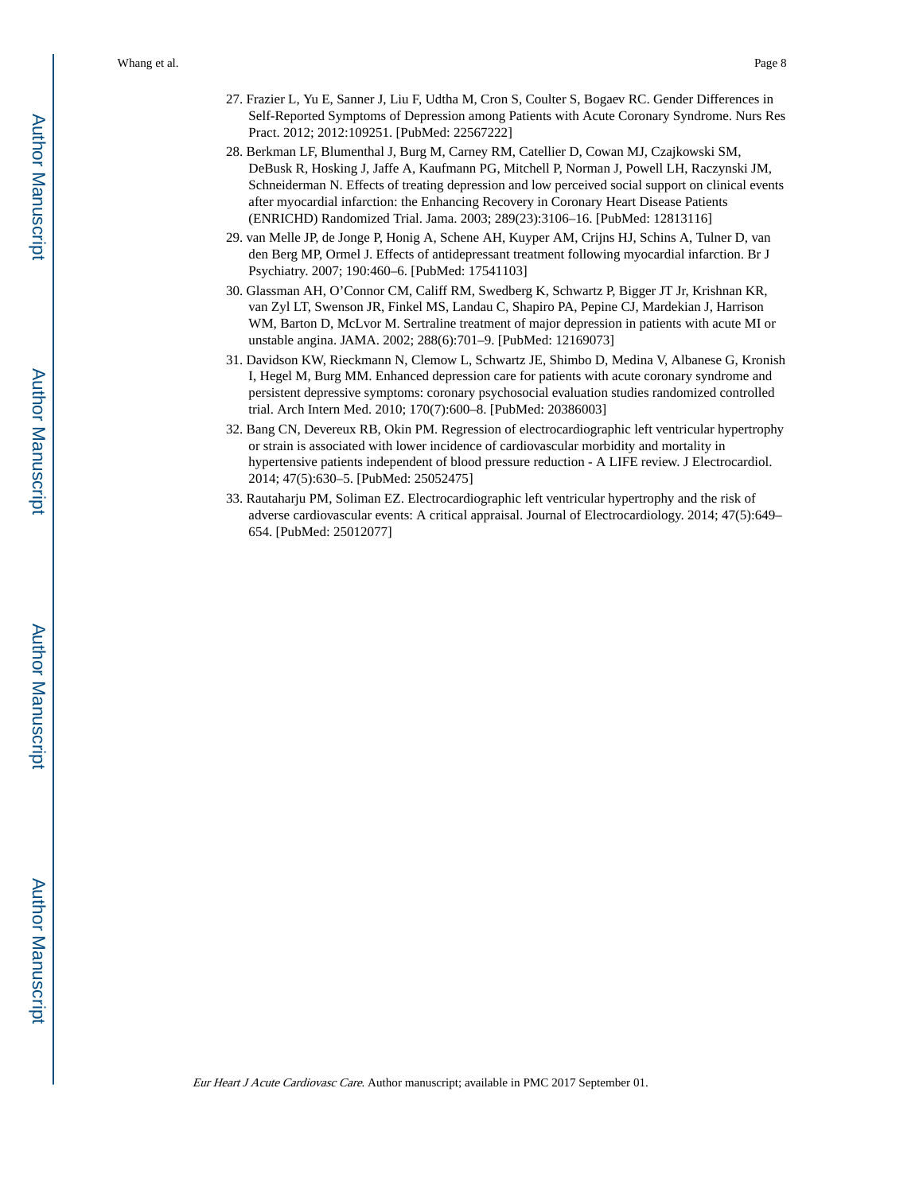27. Frazier L, Yu E, Sanner J, Liu F, Udtha M, Cron S, Coulter S, Bogaev RC. Gender Differences in Self-Reported Symptoms of Depression among Patients with Acute Coronary Syndrome. Nurs Res Pract. 2012; 2012:109251. [PubMed: 22567222]
28. Berkman LF, Blumenthal J, Burg M, Carney RM, Catellier D, Cowan MJ, Czajkowski SM, DeBusk R, Hosking J, Jaffe A, Kaufmann PG, Mitchell P, Norman J, Powell LH, Raczynski JM, Schneiderman N. Effects of treating depression and low perceived social support on clinical events after myocardial infarction: the Enhancing Recovery in Coronary Heart Disease Patients (ENRICHD) Randomized Trial. Jama. 2003; 289(23):3106–16. [PubMed: 12813116]
29. van Melle JP, de Jonge P, Honig A, Schene AH, Kuyper AM, Crijns HJ, Schins A, Tulner D, van den Berg MP, Ormel J. Effects of antidepressant treatment following myocardial infarction. Br J Psychiatry. 2007; 190:460–6. [PubMed: 17541103]
30. Glassman AH, O'Connor CM, Califf RM, Swedberg K, Schwartz P, Bigger JT Jr, Krishnan KR, van Zyl LT, Swenson JR, Finkel MS, Landau C, Shapiro PA, Pepine CJ, Mardekian J, Harrison WM, Barton D, McLvor M. Sertraline treatment of major depression in patients with acute MI or unstable angina. JAMA. 2002; 288(6):701–9. [PubMed: 12169073]
31. Davidson KW, Rieckmann N, Clemow L, Schwartz JE, Shimbo D, Medina V, Albanese G, Kronish I, Hegel M, Burg MM. Enhanced depression care for patients with acute coronary syndrome and persistent depressive symptoms: coronary psychosocial evaluation studies randomized controlled trial. Arch Intern Med. 2010; 170(7):600–8. [PubMed: 20386003]
32. Bang CN, Devereux RB, Okin PM. Regression of electrocardiographic left ventricular hypertrophy or strain is associated with lower incidence of cardiovascular morbidity and mortality in hypertensive patients independent of blood pressure reduction - A LIFE review. J Electrocardiol. 2014; 47(5):630–5. [PubMed: 25052475]
33. Rautaharju PM, Soliman EZ. Electrocardiographic left ventricular hypertrophy and the risk of adverse cardiovascular events: A critical appraisal. Journal of Electrocardiology. 2014; 47(5):649–654. [PubMed: 25012077]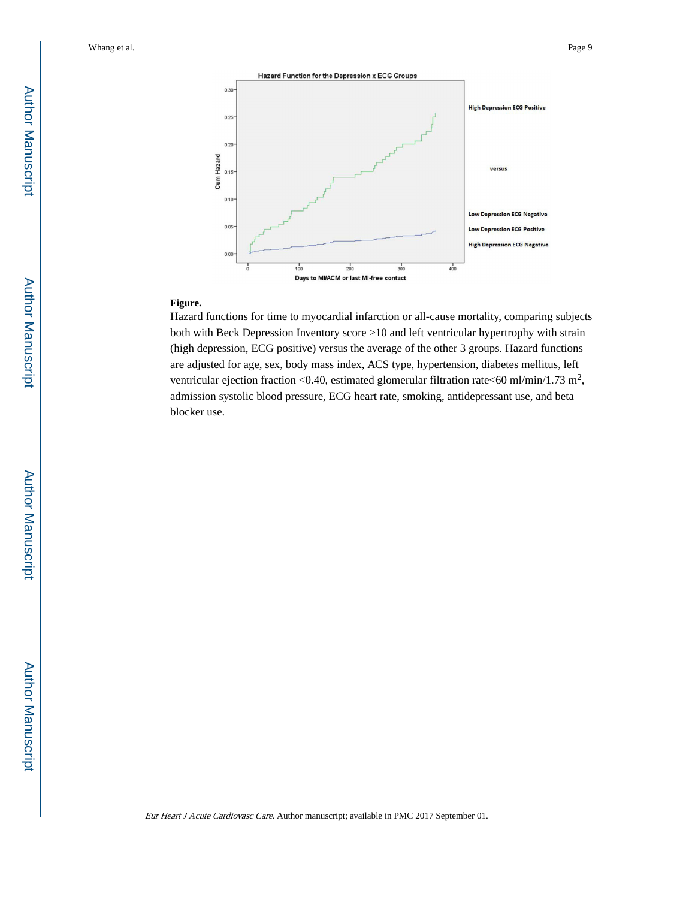**Figure.**

Hazard functions for time to myocardial infarction or all-cause mortality, comparing subjects both with Beck Depression Inventory score ≥10 and left ventricular hypertrophy with strain (high depression, ECG positive) versus the average of the other 3 groups. Hazard functions are adjusted for age, sex, body mass index, ACS type, hypertension, diabetes mellitus, left ventricular ejection fraction <0.40, estimated glomerular filtration rate<60 ml/min/1.73 $m^2$, admission systolic blood pressure, ECG heart rate, smoking, antidepressant use, and beta blocker use.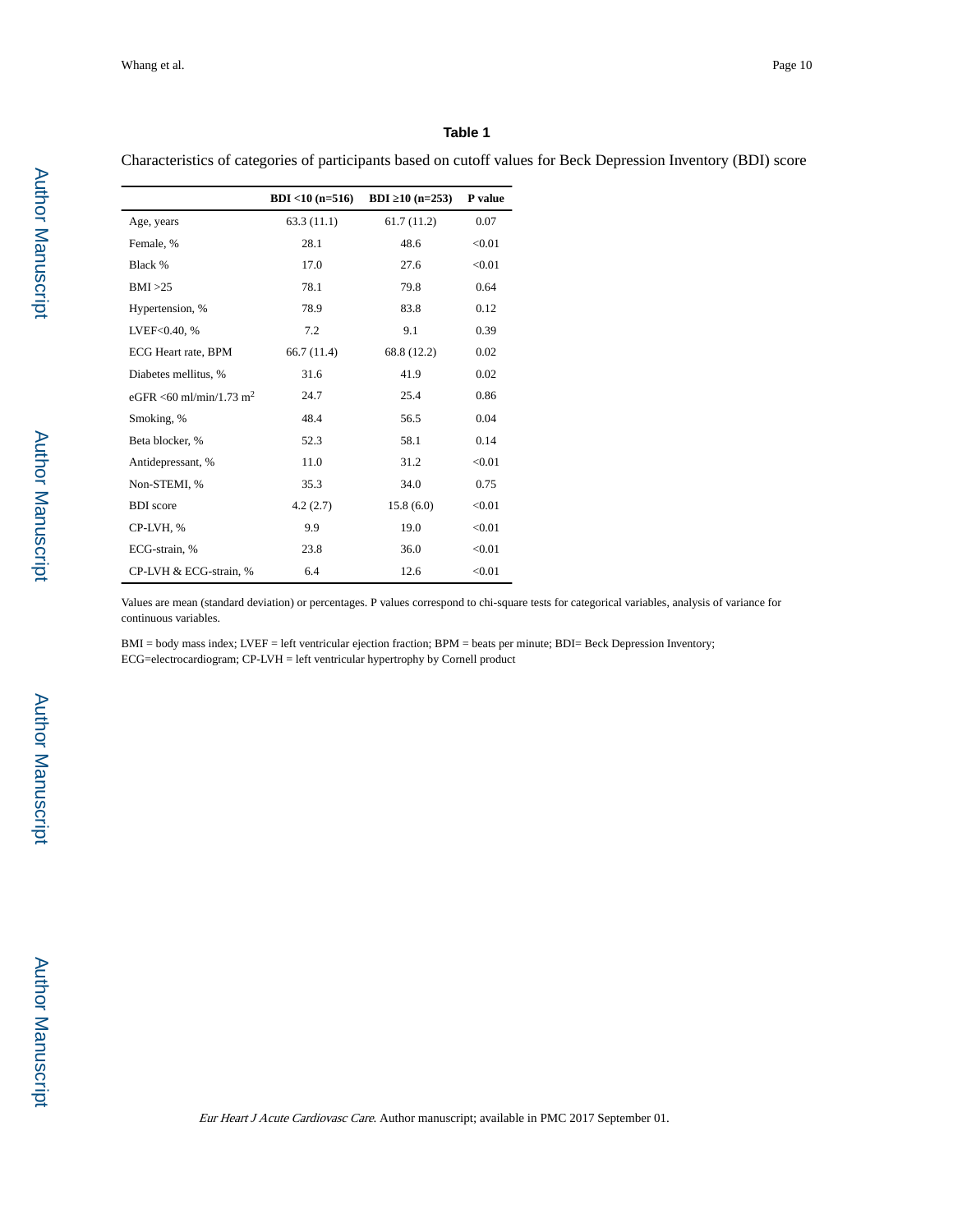## Table 1

Characteristics of categories of participants based on cutoff values for Beck Depression Inventory (BDI) score

| | BDI <10 (n=516) | BDI ≥10 (n=253) | P value |
|---|---|---|---|
| Age, years | 63.3 (11.1) | 61.7 (11.2) | 0.07 |
| Female, % | 28.1 | 48.6 | <0.01 |
| Black % | 17.0 | 27.6 | <0.01 |
| BMI >25 | 78.1 | 79.8 | 0.64 |
| Hypertension, % | 78.9 | 83.8 | 0.12 |
| LVEF<0.40, % | 7.2 | 9.1 | 0.39 |
| ECG Heart rate, BPM | 66.7 (11.4) | 68.8 (12.2) | 0.02 |
| Diabetes mellitus, % | 31.6 | 41.9 | 0.02 |
| eGFR <60 ml/min/1.73 $m^2$ | 24.7 | 25.4 | 0.86 |
| Smoking, % | 48.4 | 56.5 | 0.04 |
| Beta blocker, % | 52.3 | 58.1 | 0.14 |
| Antidepressant, % | 11.0 | 31.2 | <0.01 |
| Non-STEMI, % | 35.3 | 34.0 | 0.75 |
| BDI score | 4.2 (2.7) | 15.8 (6.0) | <0.01 |
| CP-LVH, % | 9.9 | 19.0 | <0.01 |
| ECG-strain, % | 23.8 | 36.0 | <0.01 |
| CP-LVH & ECG-strain, % | 6.4 | 12.6 | <0.01 |

Values are mean (standard deviation) or percentages. P values correspond to chi-square tests for categorical variables, analysis of variance for continuous variables.

BMI = body mass index; LVEF = left ventricular ejection fraction; BPM = beats per minute; BDI= Beck Depression Inventory; ECG=electrocardiogram; CP-LVH = left ventricular hypertrophy by Cornell product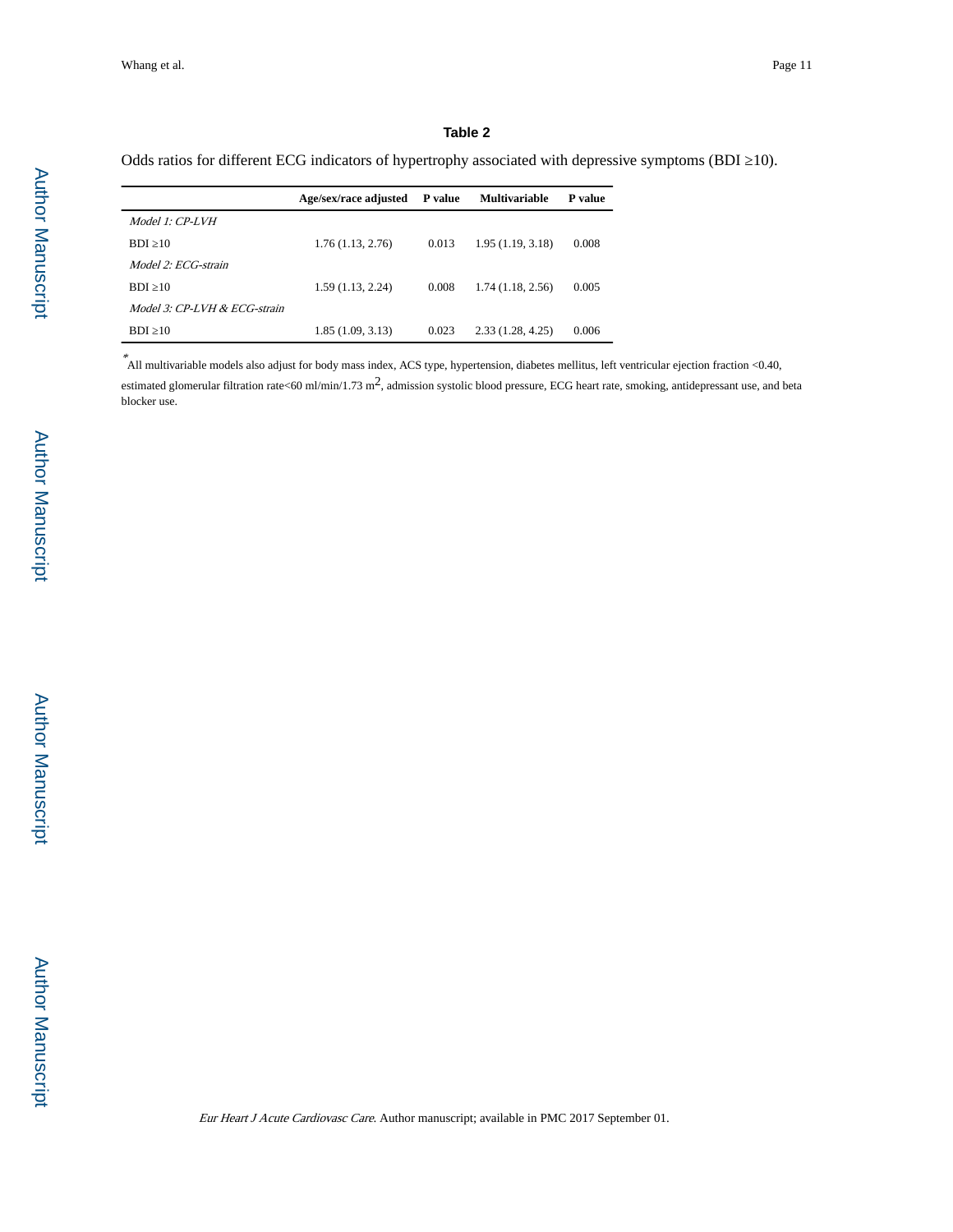**Table 2**

Odds ratios for different ECG indicators of hypertrophy associated with depressive symptoms (BDI ≥10).

| | Age/sex/race adjusted | P value | Multivariable | P value |
|---|---|---|---|---|
| *Model 1: CP-LVH* | | | | |
| BDI ≥10 | 1.76 (1.13, 2.76) | 0.013 | 1.95 (1.19, 3.18) | 0.008 |
| *Model 2: ECG-strain* | | | | |
| BDI ≥10 | 1.59 (1.13, 2.24) | 0.008 | 1.74 (1.18, 2.56) | 0.005 |
| *Model 3: CP-LVH & ECG-strain* | | | | |
| BDI ≥10 | 1.85 (1.09, 3.13) | 0.023 | 2.33 (1.28, 4.25) | 0.006 |

*All multivariable models also adjust for body mass index, ACS type, hypertension, diabetes mellitus, left ventricular ejection fraction <0.40, estimated glomerular filtration rate<60 ml/min/1.73 $m^2$, admission systolic blood pressure, ECG heart rate, smoking, antidepressant use, and beta blocker use.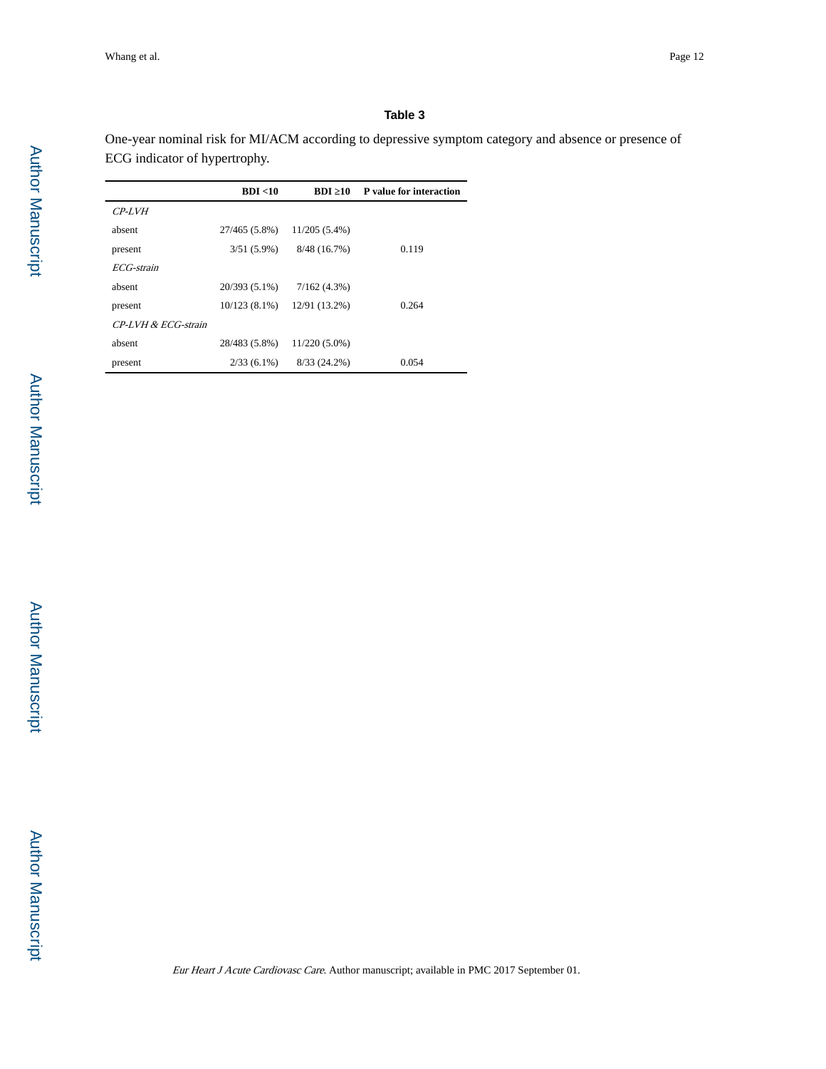**Table 3**

One-year nominal risk for MI/ACM according to depressive symptom category and absence or presence of ECG indicator of hypertrophy.

| | BDI <10 | BDI ≥10 | P value for interaction |
|---|---|---|---|
| *CP-LVH* | | | |
| absent | 27/465 (5.8%) | 11/205 (5.4%) | |
| present | 3/51 (5.9%) | 8/48 (16.7%) | 0.119 |
| *ECG-strain* | | | |
| absent | 20/393 (5.1%) | 7/162 (4.3%) | |
| present | 10/123 (8.1%) | 12/91 (13.2%) | 0.264 |
| *CP-LVH & ECG-strain* | | | |
| absent | 28/483 (5.8%) | 11/220 (5.0%) | |
| present | 2/33 (6.1%) | 8/33 (24.2%) | 0.054 |